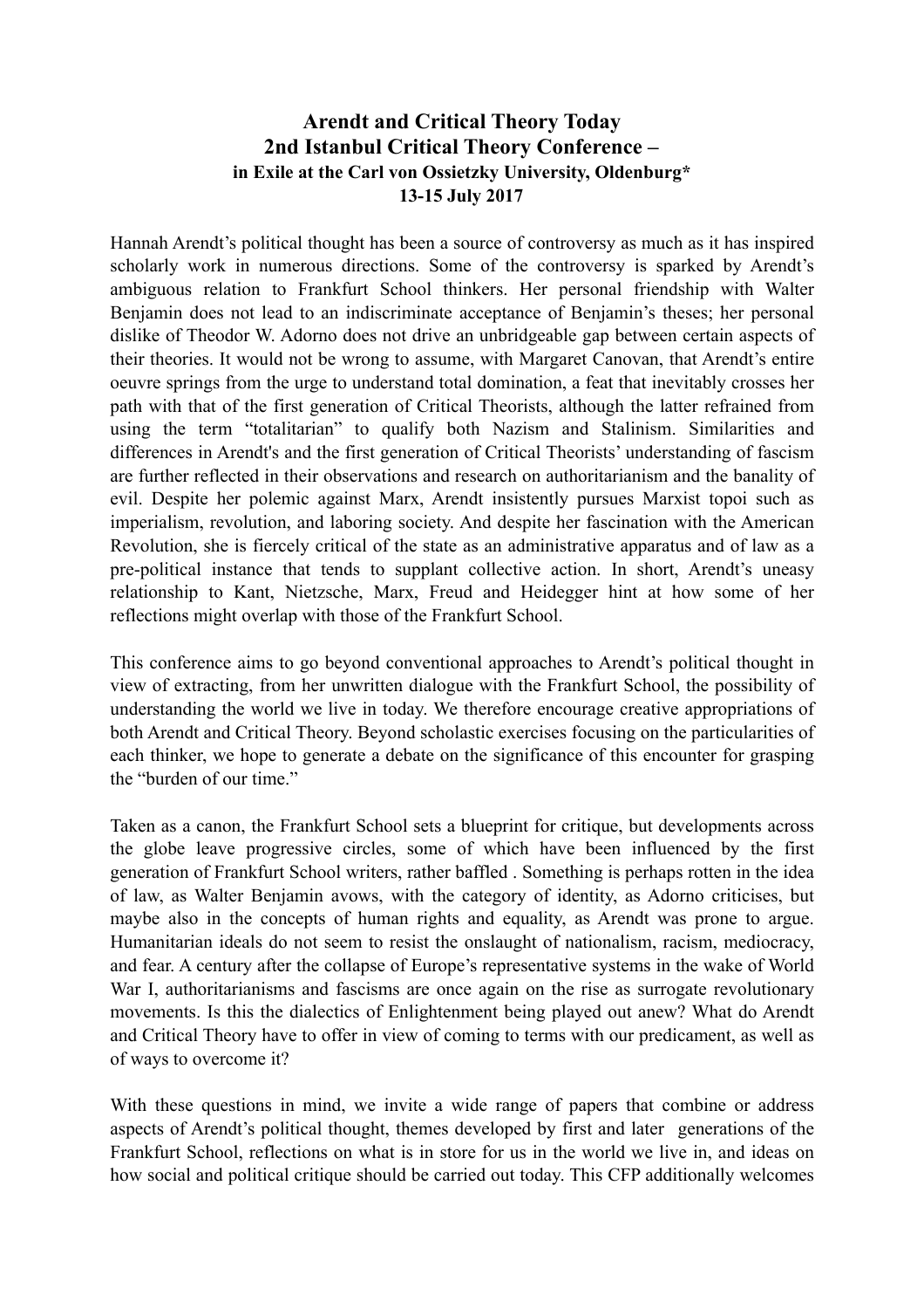# Arendt and Critical Theory Today
## 2nd Istanbul Critical Theory Conference –
### in Exile at the Carl von Ossietzky University, Oldenburg*
### 13-15 July 2017

Hannah Arendt's political thought has been a source of controversy as much as it has inspired scholarly work in numerous directions. Some of the controversy is sparked by Arendt's ambiguous relation to Frankfurt School thinkers. Her personal friendship with Walter Benjamin does not lead to an indiscriminate acceptance of Benjamin's theses; her personal dislike of Theodor W. Adorno does not drive an unbridgeable gap between certain aspects of their theories. It would not be wrong to assume, with Margaret Canovan, that Arendt's entire oeuvre springs from the urge to understand total domination, a feat that inevitably crosses her path with that of the first generation of Critical Theorists, although the latter refrained from using the term "totalitarian" to qualify both Nazism and Stalinism. Similarities and differences in Arendt's and the first generation of Critical Theorists' understanding of fascism are further reflected in their observations and research on authoritarianism and the banality of evil. Despite her polemic against Marx, Arendt insistently pursues Marxist topoi such as imperialism, revolution, and laboring society. And despite her fascination with the American Revolution, she is fiercely critical of the state as an administrative apparatus and of law as a pre-political instance that tends to supplant collective action. In short, Arendt's uneasy relationship to Kant, Nietzsche, Marx, Freud and Heidegger hint at how some of her reflections might overlap with those of the Frankfurt School.

This conference aims to go beyond conventional approaches to Arendt's political thought in view of extracting, from her unwritten dialogue with the Frankfurt School, the possibility of understanding the world we live in today. We therefore encourage creative appropriations of both Arendt and Critical Theory. Beyond scholastic exercises focusing on the particularities of each thinker, we hope to generate a debate on the significance of this encounter for grasping the "burden of our time."

Taken as a canon, the Frankfurt School sets a blueprint for critique, but developments across the globe leave progressive circles, some of which have been influenced by the first generation of Frankfurt School writers, rather baffled . Something is perhaps rotten in the idea of law, as Walter Benjamin avows, with the category of identity, as Adorno criticises, but maybe also in the concepts of human rights and equality, as Arendt was prone to argue. Humanitarian ideals do not seem to resist the onslaught of nationalism, racism, mediocracy, and fear. A century after the collapse of Europe's representative systems in the wake of World War I, authoritarianisms and fascisms are once again on the rise as surrogate revolutionary movements. Is this the dialectics of Enlightenment being played out anew? What do Arendt and Critical Theory have to offer in view of coming to terms with our predicament, as well as of ways to overcome it?

With these questions in mind, we invite a wide range of papers that combine or address aspects of Arendt's political thought, themes developed by first and later generations of the Frankfurt School, reflections on what is in store for us in the world we live in, and ideas on how social and political critique should be carried out today. This CFP additionally welcomes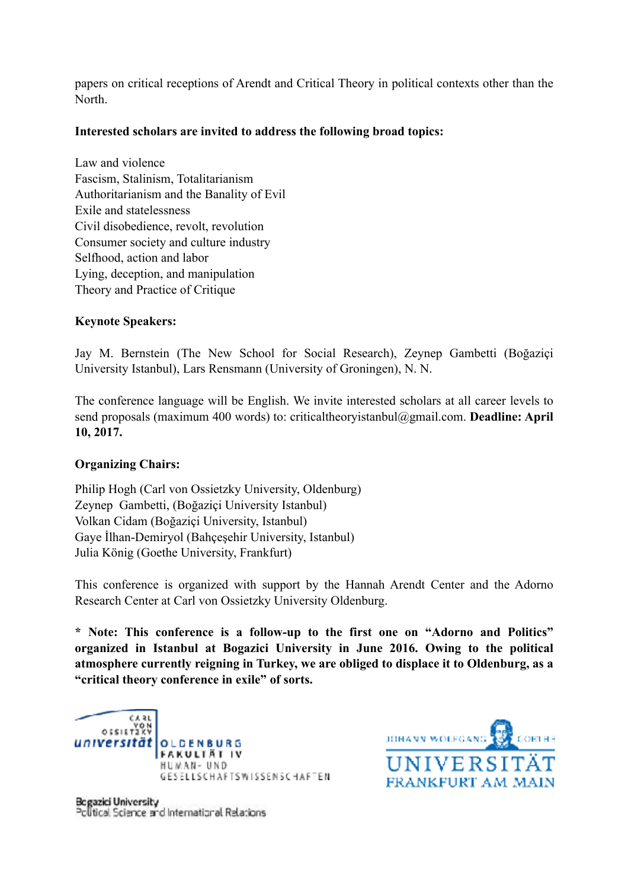papers on critical receptions of Arendt and Critical Theory in political contexts other than the North.

**Interested scholars are invited to address the following broad topics:**

Law and violence
Fascism, Stalinism, Totalitarianism
Authoritarianism and the Banality of Evil
Exile and statelessness
Civil disobedience, revolt, revolution
Consumer society and culture industry
Selfhood, action and labor
Lying, deception, and manipulation
Theory and Practice of Critique

**Keynote Speakers:**

Jay M. Bernstein (The New School for Social Research), Zeynep Gambetti (Boğaziçi University Istanbul), Lars Rensmann (University of Groningen), N. N.

The conference language will be English. We invite interested scholars at all career levels to send proposals (maximum 400 words) to: criticaltheoryistanbul@gmail.com. **Deadline: April 10, 2017.**

**Organizing Chairs:**

Philip Hogh (Carl von Ossietzky University, Oldenburg)
Zeynep Gambetti, (Boğaziçi University Istanbul)
Volkan Cidam (Boğaziçi University, Istanbul)
Gaye İlhan-Demiryol (Bahçeşehir University, Istanbul)
Julia König (Goethe University, Frankfurt)

This conference is organized with support by the Hannah Arendt Center and the Adorno Research Center at Carl von Ossietzky University Oldenburg.

**\* Note: This conference is a follow-up to the first one on "Adorno and Politics" organized in Istanbul at Bogazici University in June 2016. Owing to the political atmosphere currently reigning in Turkey, we are obliged to displace it to Oldenburg, as a "critical theory conference in exile" of sorts.**

Carl von Ossietzky Universität Oldenburg
Fakultät IV
Human- und Gesellschaftswissenschaften

Johann Wolfgang Goethe Universität Frankfurt am Main

Bogazici University
Political Science and International Relations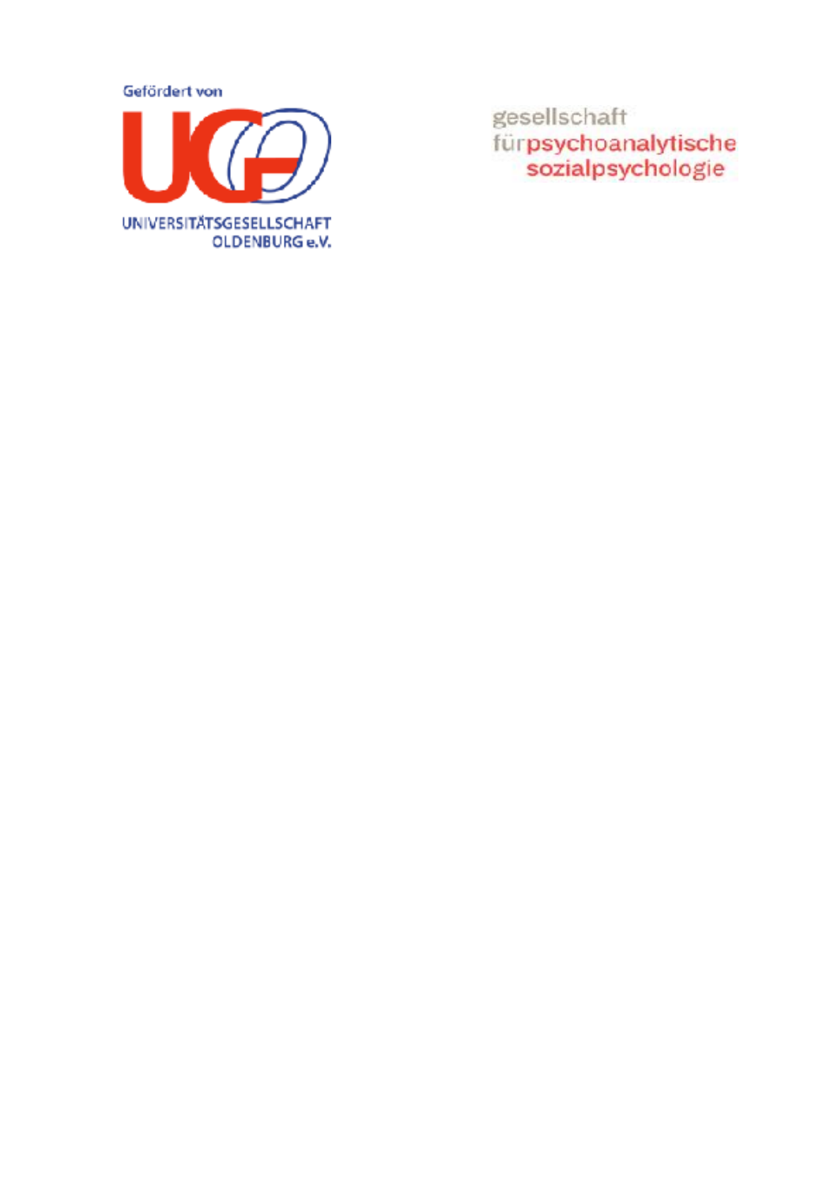Gefördert von

UNIVERSITÄTSGESELLSCHAFT OLDENBURG e.V.

gesellschaft für psychoanalytische sozialpsychologie